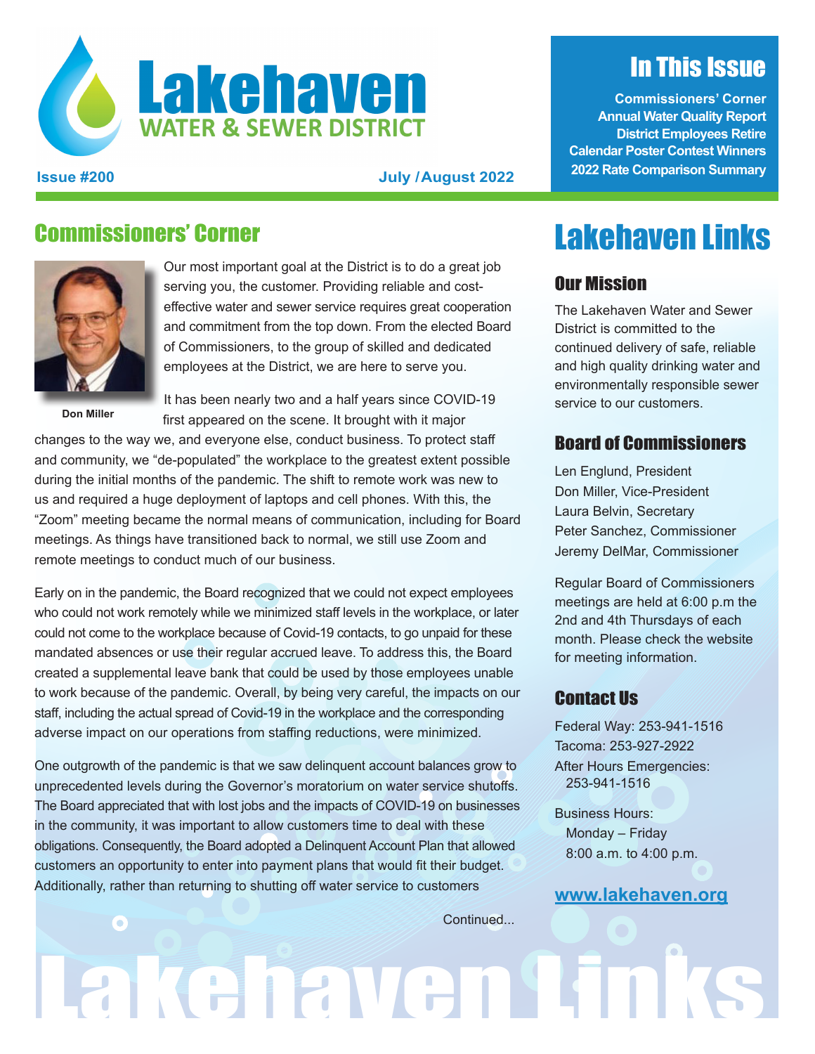# Lakehaven WATER & SEWER DISTRICT

**Issue #200** **July /August 2022**

## In This Issue

**Commissioners' Corner**
**Annual Water Quality Report**
**District Employees Retire**
**Calendar Poster Contest Winners**
**2022 Rate Comparison Summary**

## Commissioners' Corner

**Don Miller**

Our most important goal at the District is to do a great job serving you, the customer. Providing reliable and cost-effective water and sewer service requires great cooperation and commitment from the top down. From the elected Board of Commissioners, to the group of skilled and dedicated employees at the District, we are here to serve you.

It has been nearly two and a half years since COVID-19 first appeared on the scene. It brought with it major changes to the way we, and everyone else, conduct business. To protect staff and community, we "de-populated" the workplace to the greatest extent possible during the initial months of the pandemic. The shift to remote work was new to us and required a huge deployment of laptops and cell phones. With this, the "Zoom" meeting became the normal means of communication, including for Board meetings. As things have transitioned back to normal, we still use Zoom and remote meetings to conduct much of our business.

Early on in the pandemic, the Board recognized that we could not expect employees who could not work remotely while we minimized staff levels in the workplace, or later could not come to the workplace because of Covid-19 contacts, to go unpaid for these mandated absences or use their regular accrued leave. To address this, the Board created a supplemental leave bank that could be used by those employees unable to work because of the pandemic. Overall, by being very careful, the impacts on our staff, including the actual spread of Covid-19 in the workplace and the corresponding adverse impact on our operations from staffing reductions, were minimized.

One outgrowth of the pandemic is that we saw delinquent account balances grow to unprecedented levels during the Governor's moratorium on water service shutoffs. The Board appreciated that with lost jobs and the impacts of COVID-19 on businesses in the community, it was important to allow customers time to deal with these obligations. Consequently, the Board adopted a Delinquent Account Plan that allowed customers an opportunity to enter into payment plans that would fit their budget. Additionally, rather than returning to shutting off water service to customers

Continued...

# Lakehaven Links

### Our Mission

The Lakehaven Water and Sewer District is committed to the continued delivery of safe, reliable and high quality drinking water and environmentally responsible sewer service to our customers.

### Board of Commissioners

Len Englund, President
Don Miller, Vice-President
Laura Belvin, Secretary
Peter Sanchez, Commissioner
Jeremy DelMar, Commissioner

Regular Board of Commissioners meetings are held at 6:00 p.m the 2nd and 4th Thursdays of each month. Please check the website for meeting information.

### Contact Us

Federal Way: 253-941-1516
Tacoma: 253-927-2922
After Hours Emergencies:
253-941-1516

Business Hours:
Monday – Friday
8:00 a.m. to 4:00 p.m.

**www.lakehaven.org**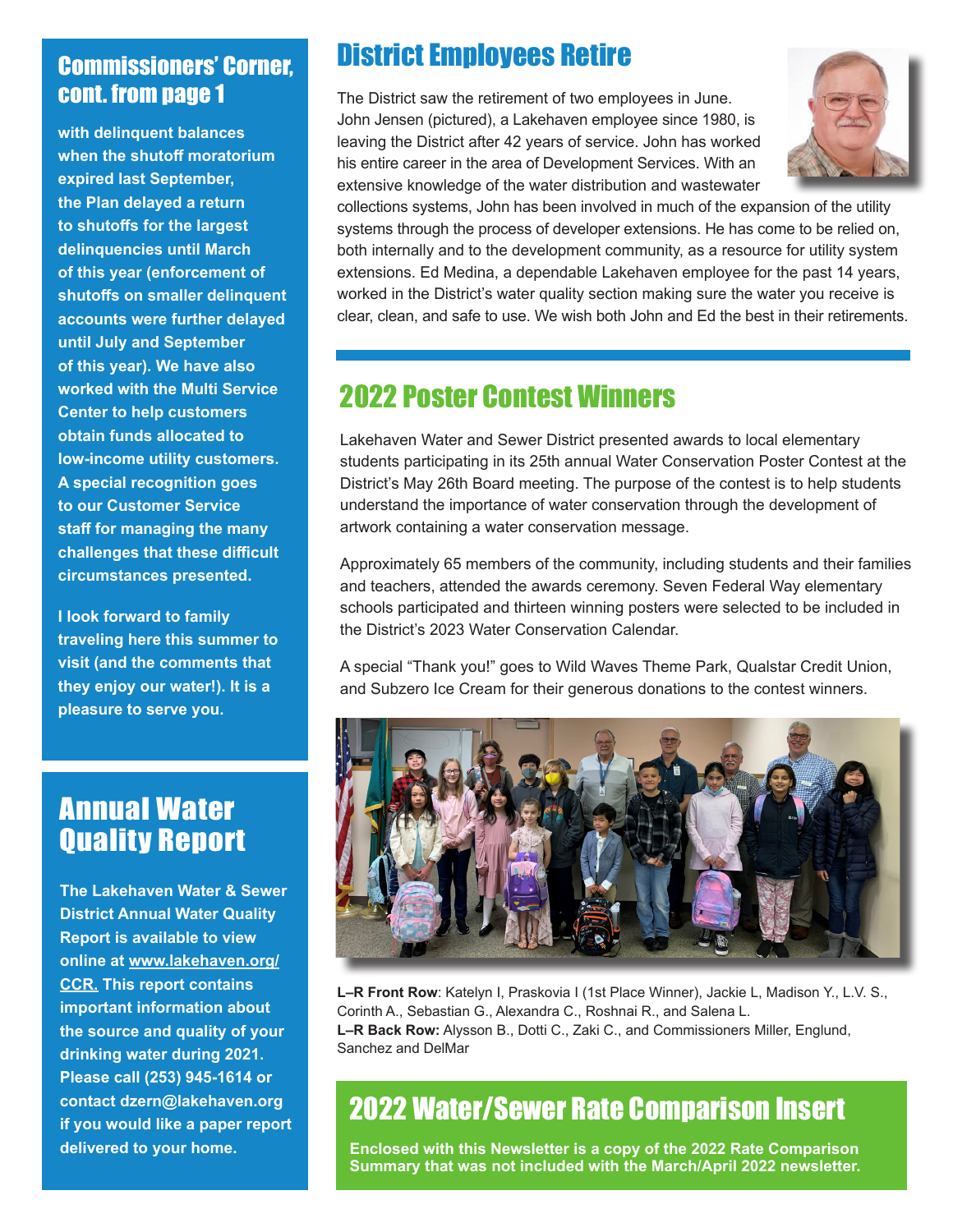## Commissioners' Corner, cont. from page 1

**with delinquent balances when the shutoff moratorium expired last September, the Plan delayed a return to shutoffs for the largest delinquencies until March of this year (enforcement of shutoffs on smaller delinquent accounts were further delayed until July and September of this year). We have also worked with the Multi Service Center to help customers obtain funds allocated to low-income utility customers. A special recognition goes to our Customer Service staff for managing the many challenges that these difficult circumstances presented.**

**I look forward to family traveling here this summer to visit (and the comments that they enjoy our water!). It is a pleasure to serve you.**

## Annual Water Quality Report

**The Lakehaven Water & Sewer District Annual Water Quality Report is available to view online at www.lakehaven.org/CCR. This report contains important information about the source and quality of your drinking water during 2021. Please call (253) 945-1614 or contact dzern@lakehaven.org if you would like a paper report delivered to your home.**

## District Employees Retire

The District saw the retirement of two employees in June. John Jensen (pictured), a Lakehaven employee since 1980, is leaving the District after 42 years of service. John has worked his entire career in the area of Development Services. With an extensive knowledge of the water distribution and wastewater collections systems, John has been involved in much of the expansion of the utility systems through the process of developer extensions. He has come to be relied on, both internally and to the development community, as a resource for utility system extensions. Ed Medina, a dependable Lakehaven employee for the past 14 years, worked in the District's water quality section making sure the water you receive is clear, clean, and safe to use. We wish both John and Ed the best in their retirements.

## 2022 Poster Contest Winners

Lakehaven Water and Sewer District presented awards to local elementary students participating in its 25th annual Water Conservation Poster Contest at the District's May 26th Board meeting. The purpose of the contest is to help students understand the importance of water conservation through the development of artwork containing a water conservation message.

Approximately 65 members of the community, including students and their families and teachers, attended the awards ceremony. Seven Federal Way elementary schools participated and thirteen winning posters were selected to be included in the District's 2023 Water Conservation Calendar.

A special "Thank you!" goes to Wild Waves Theme Park, Qualstar Credit Union, and Subzero Ice Cream for their generous donations to the contest winners.

**L–R Front Row**: Katelyn I, Praskovia I (1st Place Winner), Jackie L, Madison Y., L.V. S., Corinth A., Sebastian G., Alexandra C., Roshnai R., and Salena L.
**L–R Back Row:** Alysson B., Dotti C., Zaki C., and Commissioners Miller, Englund, Sanchez and DelMar

## 2022 Water/Sewer Rate Comparison Insert

**Enclosed with this Newsletter is a copy of the 2022 Rate Comparison Summary that was not included with the March/April 2022 newsletter.**